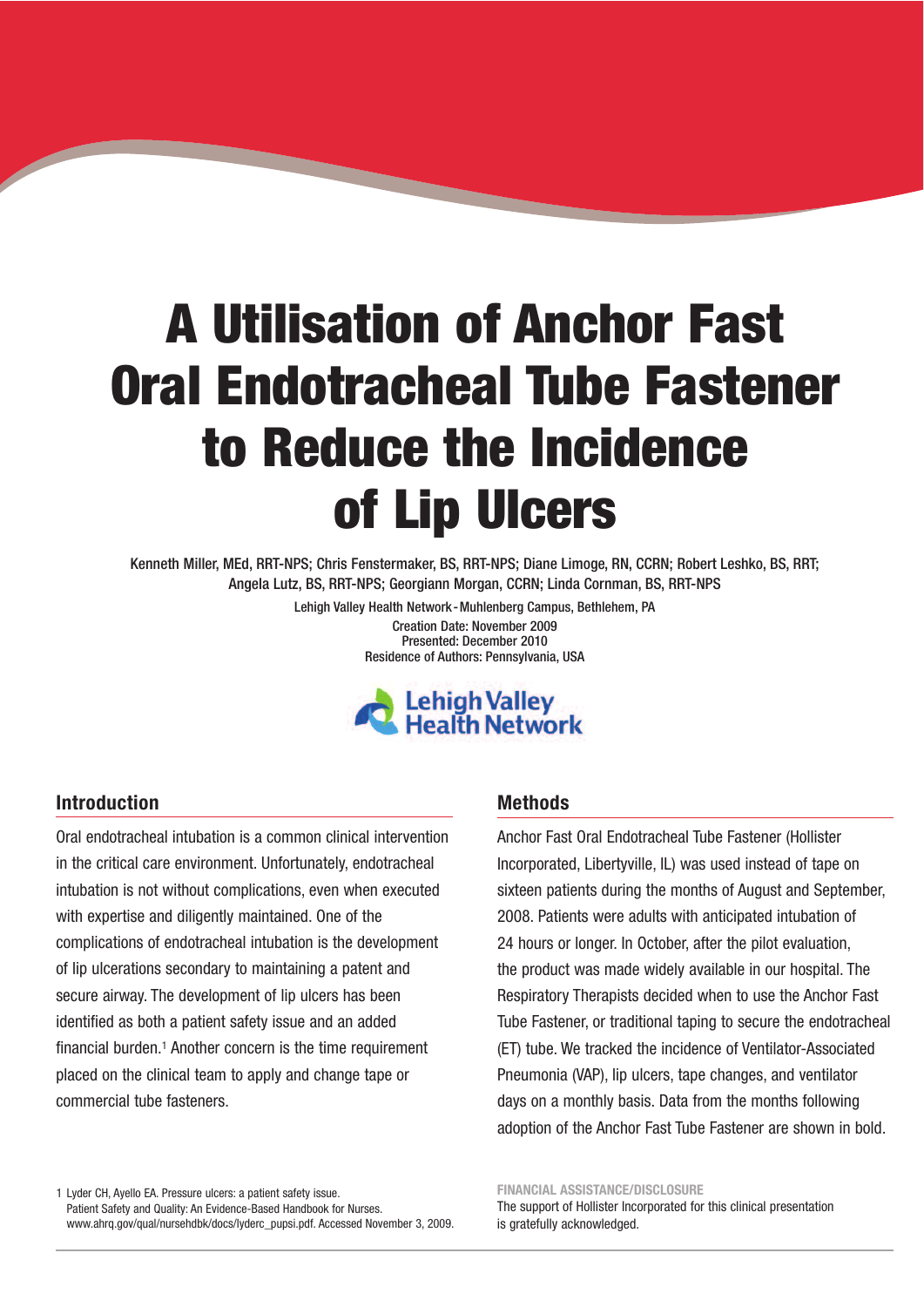# A Utilisation of Anchor Fast Oral Endotracheal Tube Fastener to Reduce the Incidence of Lip Ulcers

Kenneth Miller, MEd, RRT-NPS; Chris Fenstermaker, BS, RRT-NPS; Diane Limoge, RN, CCRN; Robert Leshko, BS, RRT; Angela Lutz, BS, RRT-NPS; Georgiann Morgan, CCRN; Linda Cornman, BS, RRT-NPS

Lehigh Valley Health Network-Muhlenberg Campus, Bethlehem, PA

Creation Date: November 2009
Presented: December 2010
Residence of Authors: Pennsylvania, USA

Lehigh Valley Health Network

## Introduction

Oral endotracheal intubation is a common clinical intervention in the critical care environment. Unfortunately, endotracheal intubation is not without complications, even when executed with expertise and diligently maintained. One of the complications of endotracheal intubation is the development of lip ulcerations secondary to maintaining a patent and secure airway. The development of lip ulcers has been identified as both a patient safety issue and an added financial burden.[1] Another concern is the time requirement placed on the clinical team to apply and change tape or commercial tube fasteners.

## Methods

Anchor Fast Oral Endotracheal Tube Fastener (Hollister Incorporated, Libertyville, IL) was used instead of tape on sixteen patients during the months of August and September, 2008. Patients were adults with anticipated intubation of 24 hours or longer. In October, after the pilot evaluation, the product was made widely available in our hospital. The Respiratory Therapists decided when to use the Anchor Fast Tube Fastener, or traditional taping to secure the endotracheal (ET) tube. We tracked the incidence of Ventilator-Associated Pneumonia (VAP), lip ulcers, tape changes, and ventilator days on a monthly basis. Data from the months following adoption of the Anchor Fast Tube Fastener are shown in bold.

1 Lyder CH, Ayello EA. Pressure ulcers: a patient safety issue. Patient Safety and Quality: An Evidence-Based Handbook for Nurses. www.ahrq.gov/qual/nursehdbk/docs/lyderc_pupsi.pdf. Accessed November 3, 2009.

FINANCIAL ASSISTANCE/DISCLOSURE

The support of Hollister Incorporated for this clinical presentation is gratefully acknowledged.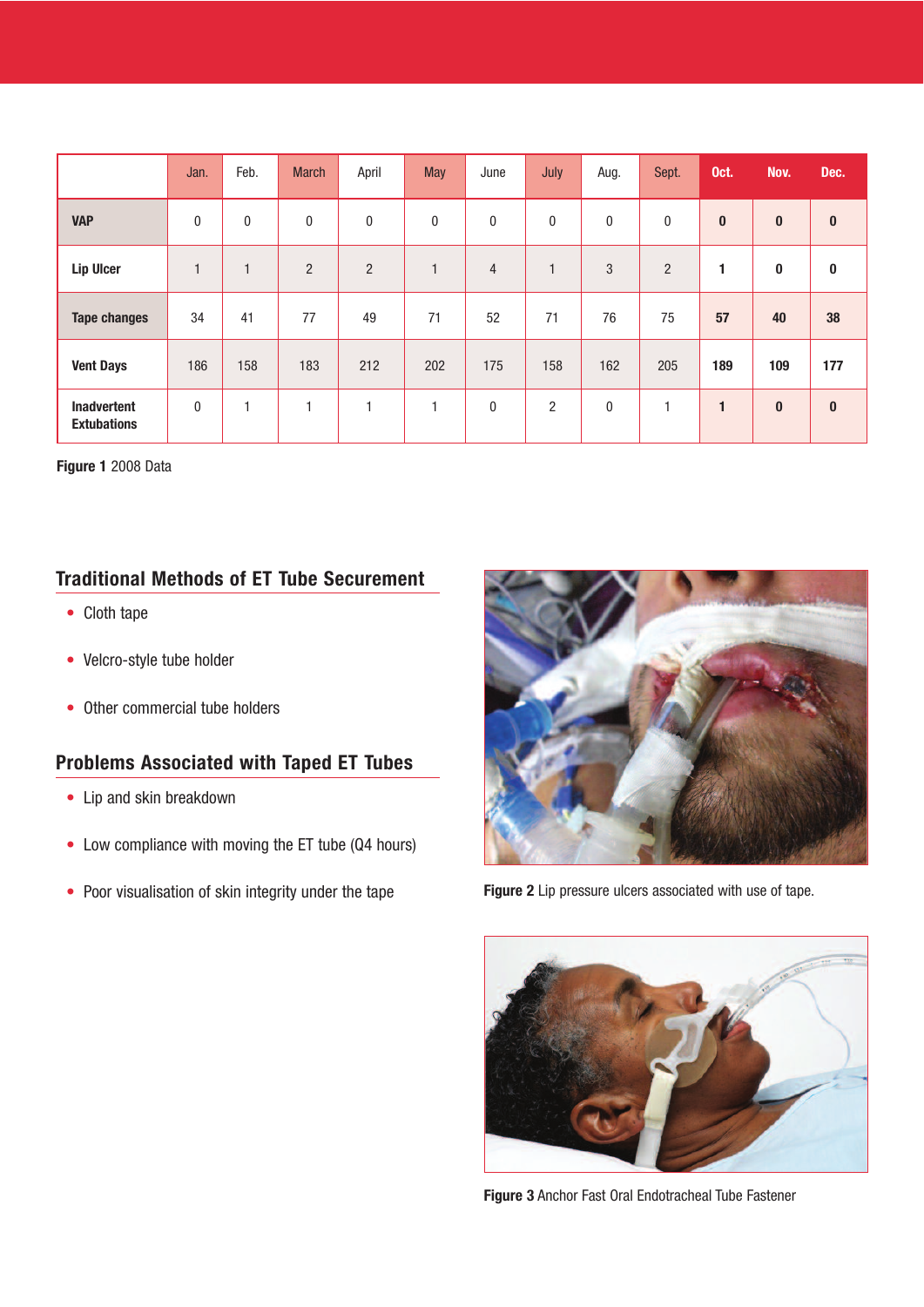| | Jan. | Feb. | March | April | May | June | July | Aug. | Sept. | Oct. | Nov. | Dec. |
|---|---|---|---|---|---|---|---|---|---|---|---|---|
| **VAP** | 0 | 0 | 0 | 0 | 0 | 0 | 0 | 0 | 0 | **0** | **0** | **0** |
| **Lip Ulcer** | 1 | 1 | 2 | 2 | 1 | 4 | 1 | 3 | 2 | **1** | **0** | **0** |
| **Tape changes** | 34 | 41 | 77 | 49 | 71 | 52 | 71 | 76 | 75 | **57** | **40** | **38** |
| **Vent Days** | 186 | 158 | 183 | 212 | 202 | 175 | 158 | 162 | 205 | **189** | **109** | **177** |
| **Inadvertent Extubations** | 0 | 1 | 1 | 1 | 1 | 0 | 2 | 0 | 1 | **1** | **0** | **0** |

**Figure 1** 2008 Data

## Traditional Methods of ET Tube Securement

- Cloth tape
- Velcro-style tube holder
- Other commercial tube holders

## Problems Associated with Taped ET Tubes

- Lip and skin breakdown
- Low compliance with moving the ET tube (Q4 hours)
- Poor visualisation of skin integrity under the tape

**Figure 2** Lip pressure ulcers associated with use of tape.

**Figure 3** Anchor Fast Oral Endotracheal Tube Fastener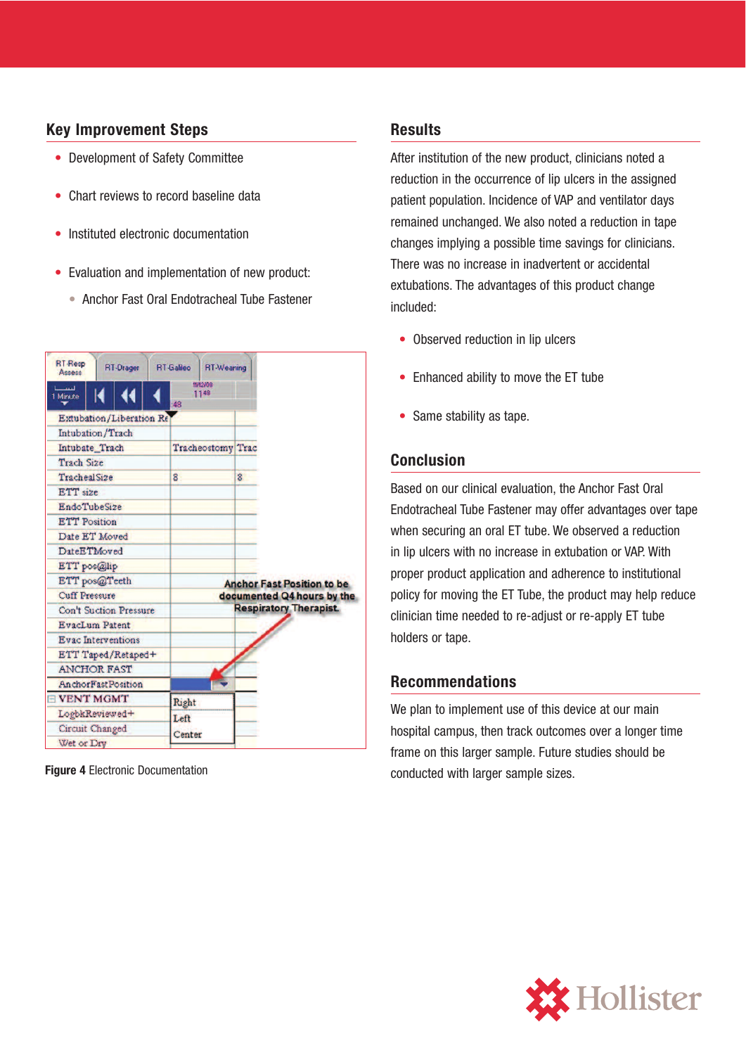## Key Improvement Steps

- Development of Safety Committee
- Chart reviews to record baseline data
- Instituted electronic documentation
- Evaluation and implementation of new product:
  - Anchor Fast Oral Endotracheal Tube Fastener

**Figure 4** Electronic Documentation

## Results

After institution of the new product, clinicians noted a reduction in the occurrence of lip ulcers in the assigned patient population. Incidence of VAP and ventilator days remained unchanged. We also noted a reduction in tape changes implying a possible time savings for clinicians. There was no increase in inadvertent or accidental extubations. The advantages of this product change included:

- Observed reduction in lip ulcers
- Enhanced ability to move the ET tube
- Same stability as tape.

## Conclusion

Based on our clinical evaluation, the Anchor Fast Oral Endotracheal Tube Fastener may offer advantages over tape when securing an oral ET tube. We observed a reduction in lip ulcers with no increase in extubation or VAP. With proper product application and adherence to institutional policy for moving the ET Tube, the product may help reduce clinician time needed to re-adjust or re-apply ET tube holders or tape.

## Recommendations

We plan to implement use of this device at our main hospital campus, then track outcomes over a longer time frame on this larger sample. Future studies should be conducted with larger sample sizes.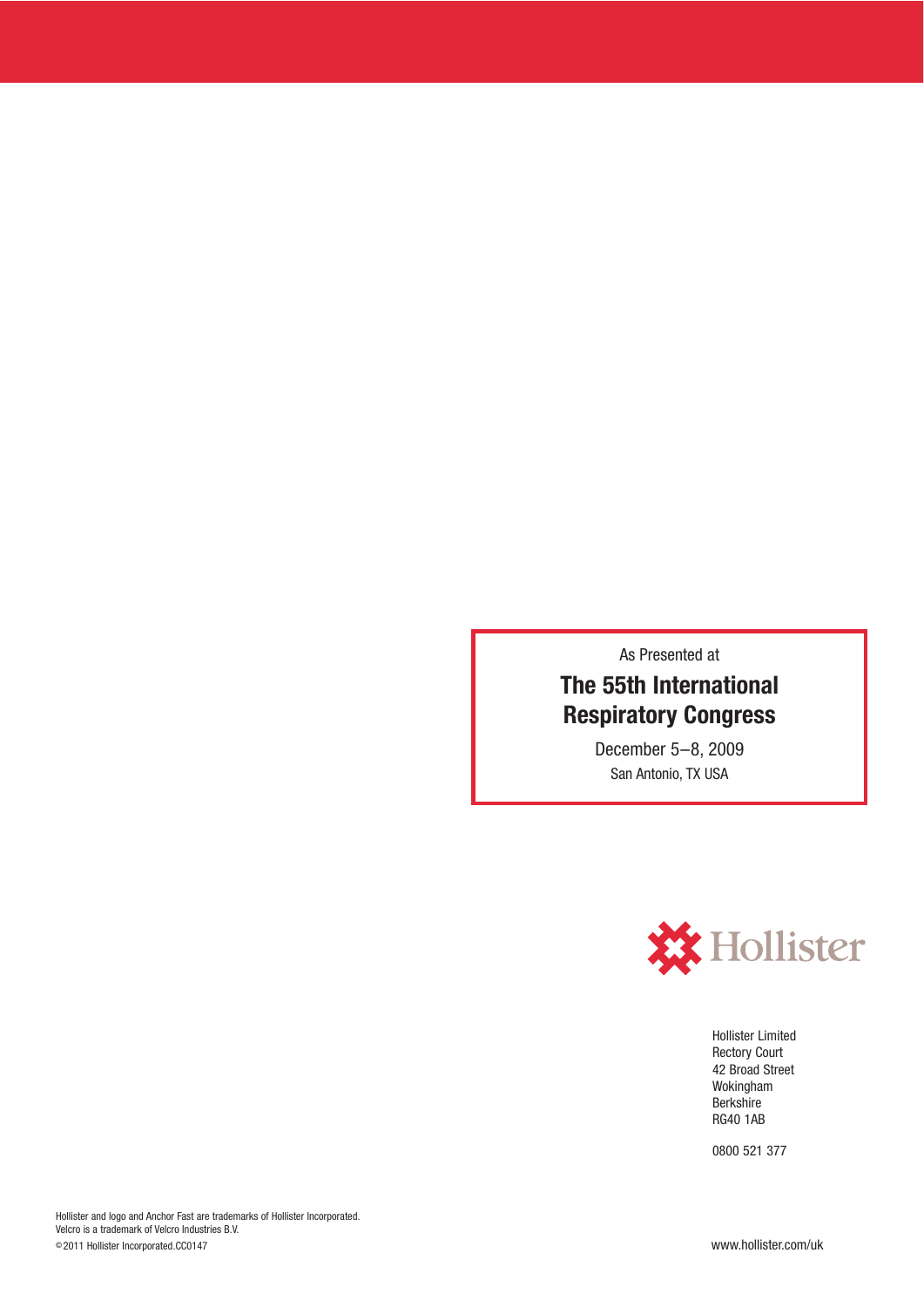As Presented at

**The 55th International Respiratory Congress**

December 5–8, 2009

San Antonio, TX USA

Hollister

Hollister Limited
Rectory Court
42 Broad Street
Wokingham
Berkshire
RG40 1AB

0800 521 377

Hollister and logo and Anchor Fast are trademarks of Hollister Incorporated.
Velcro is a trademark of Velcro Industries B.V.
© 2011 Hollister Incorporated.CC0147

www.hollister.com/uk